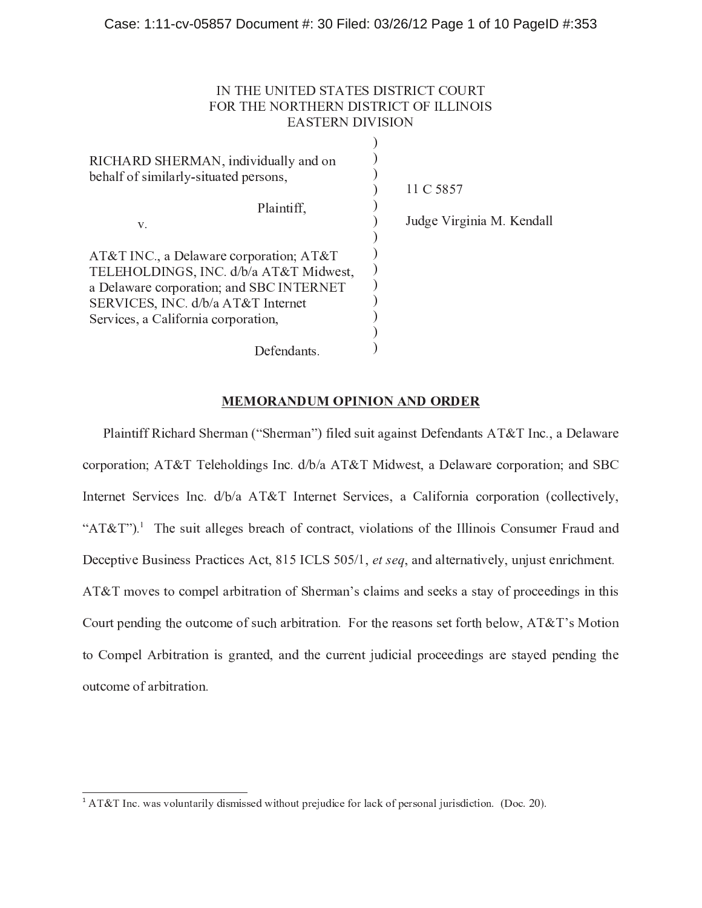IN THE UNITED STATES DISTRICT COURT
FOR THE NORTHERN DISTRICT OF ILLINOIS
EASTERN DIVISION

| | |
|---|---|
| RICHARD SHERMAN, individually and on behalf of similarly-situated persons,<br><br>Plaintiff,<br><br>v.<br><br>AT&T INC., a Delaware corporation; AT&T TELEHOLDINGS, INC. d/b/a AT&T Midwest, a Delaware corporation; and SBC INTERNET SERVICES, INC. d/b/a AT&T Internet Services, a California corporation,<br><br>Defendants. | 11 C 5857<br><br>Judge Virginia M. Kendall |

## MEMORANDUM OPINION AND ORDER

Plaintiff Richard Sherman ("Sherman") filed suit against Defendants AT&T Inc., a Delaware corporation; AT&T Teleholdings Inc. d/b/a AT&T Midwest, a Delaware corporation; and SBC Internet Services Inc. d/b/a AT&T Internet Services, a California corporation (collectively, "AT&T").[1] The suit alleges breach of contract, violations of the Illinois Consumer Fraud and Deceptive Business Practices Act, 815 ICLS 505/1, *et seq*, and alternatively, unjust enrichment. AT&T moves to compel arbitration of Sherman's claims and seeks a stay of proceedings in this Court pending the outcome of such arbitration. For the reasons set forth below, AT&T's Motion to Compel Arbitration is granted, and the current judicial proceedings are stayed pending the outcome of arbitration.

---

[1] AT&T Inc. was voluntarily dismissed without prejudice for lack of personal jurisdiction. (Doc. 20).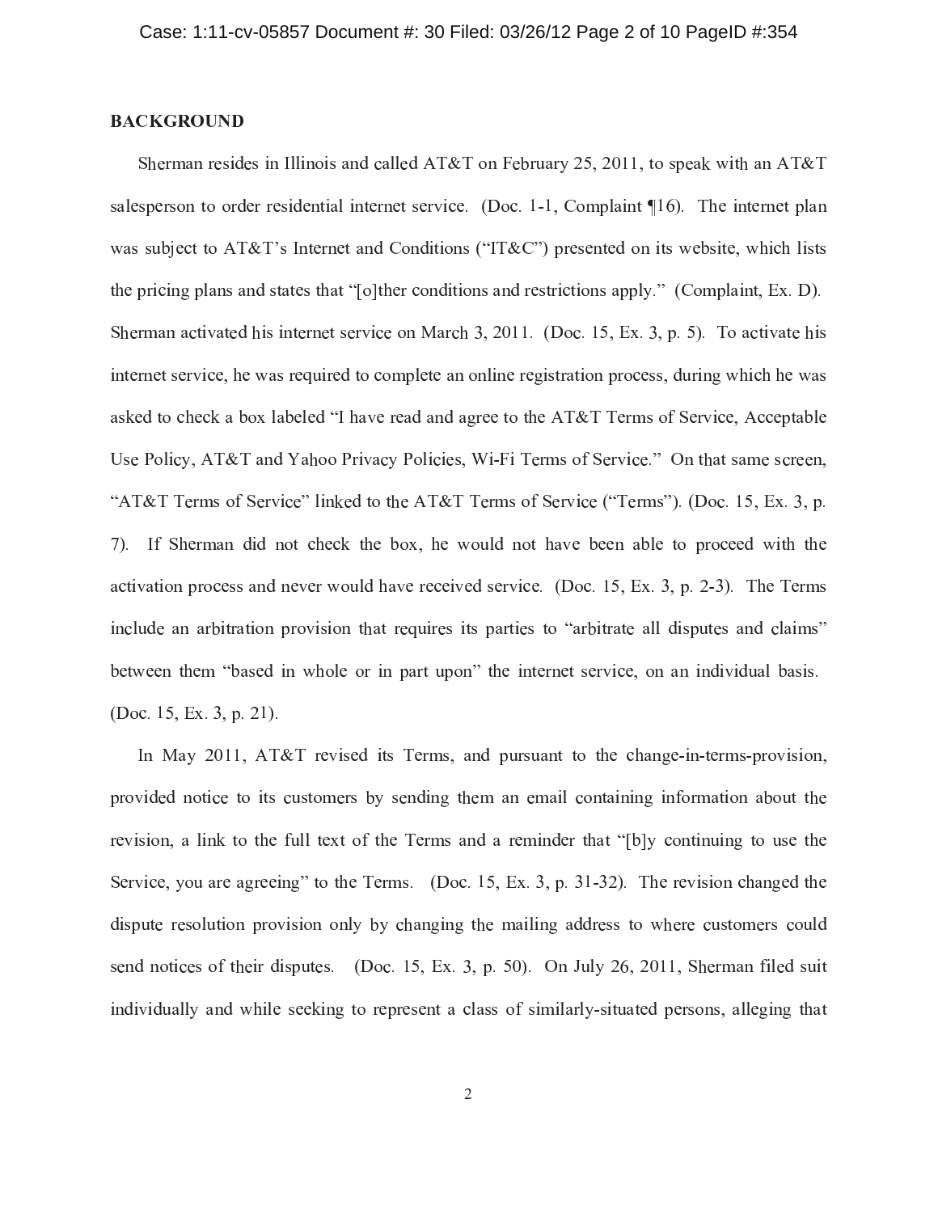**BACKGROUND**

Sherman resides in Illinois and called AT&T on February 25, 2011, to speak with an AT&T salesperson to order residential internet service. (Doc. 1-1, Complaint ¶16). The internet plan was subject to AT&T's Internet and Conditions ("IT&C") presented on its website, which lists the pricing plans and states that "[o]ther conditions and restrictions apply." (Complaint, Ex. D). Sherman activated his internet service on March 3, 2011. (Doc. 15, Ex. 3, p. 5). To activate his internet service, he was required to complete an online registration process, during which he was asked to check a box labeled "I have read and agree to the AT&T Terms of Service, Acceptable Use Policy, AT&T and Yahoo Privacy Policies, Wi-Fi Terms of Service." On that same screen, "AT&T Terms of Service" linked to the AT&T Terms of Service ("Terms"). (Doc. 15, Ex. 3, p. 7). If Sherman did not check the box, he would not have been able to proceed with the activation process and never would have received service. (Doc. 15, Ex. 3, p. 2-3). The Terms include an arbitration provision that requires its parties to "arbitrate all disputes and claims" between them "based in whole or in part upon" the internet service, on an individual basis. (Doc. 15, Ex. 3, p. 21).

In May 2011, AT&T revised its Terms, and pursuant to the change-in-terms-provision, provided notice to its customers by sending them an email containing information about the revision, a link to the full text of the Terms and a reminder that "[b]y continuing to use the Service, you are agreeing" to the Terms. (Doc. 15, Ex. 3, p. 31-32). The revision changed the dispute resolution provision only by changing the mailing address to where customers could send notices of their disputes. (Doc. 15, Ex. 3, p. 50). On July 26, 2011, Sherman filed suit individually and while seeking to represent a class of similarly-situated persons, alleging that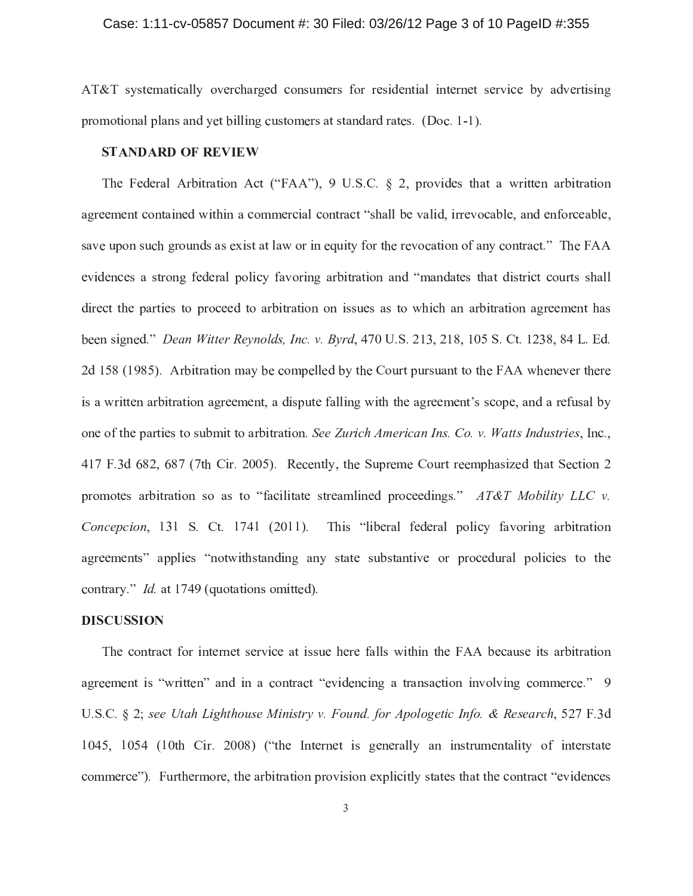AT&T systematically overcharged consumers for residential internet service by advertising promotional plans and yet billing customers at standard rates. (Doc. 1-1).

**STANDARD OF REVIEW**

The Federal Arbitration Act ("FAA"), 9 U.S.C. § 2, provides that a written arbitration agreement contained within a commercial contract "shall be valid, irrevocable, and enforceable, save upon such grounds as exist at law or in equity for the revocation of any contract." The FAA evidences a strong federal policy favoring arbitration and "mandates that district courts shall direct the parties to proceed to arbitration on issues as to which an arbitration agreement has been signed." *Dean Witter Reynolds, Inc. v. Byrd*, 470 U.S. 213, 218, 105 S. Ct. 1238, 84 L. Ed. 2d 158 (1985). Arbitration may be compelled by the Court pursuant to the FAA whenever there is a written arbitration agreement, a dispute falling with the agreement's scope, and a refusal by one of the parties to submit to arbitration. *See Zurich American Ins. Co. v. Watts Industries*, Inc., 417 F.3d 682, 687 (7th Cir. 2005). Recently, the Supreme Court reemphasized that Section 2 promotes arbitration so as to "facilitate streamlined proceedings." *AT&T Mobility LLC v. Concepcion*, 131 S. Ct. 1741 (2011). This "liberal federal policy favoring arbitration agreements" applies "notwithstanding any state substantive or procedural policies to the contrary." *Id.* at 1749 (quotations omitted).

**DISCUSSION**

The contract for internet service at issue here falls within the FAA because its arbitration agreement is "written" and in a contract "evidencing a transaction involving commerce." 9 U.S.C. § 2; *see Utah Lighthouse Ministry v. Found. for Apologetic Info. & Research*, 527 F.3d 1045, 1054 (10th Cir. 2008) ("the Internet is generally an instrumentality of interstate commerce"). Furthermore, the arbitration provision explicitly states that the contract "evidences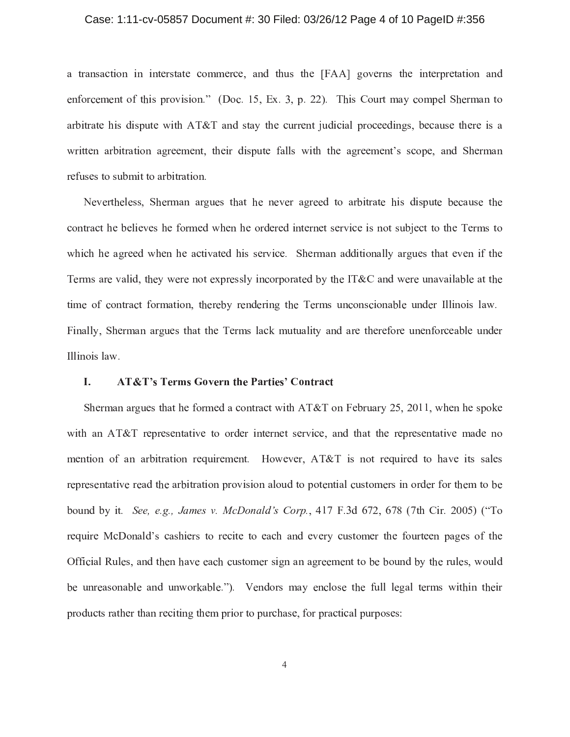a transaction in interstate commerce, and thus the [FAA] governs the interpretation and enforcement of this provision." (Doc. 15, Ex. 3, p. 22). This Court may compel Sherman to arbitrate his dispute with AT&T and stay the current judicial proceedings, because there is a written arbitration agreement, their dispute falls with the agreement's scope, and Sherman refuses to submit to arbitration.

Nevertheless, Sherman argues that he never agreed to arbitrate his dispute because the contract he believes he formed when he ordered internet service is not subject to the Terms to which he agreed when he activated his service. Sherman additionally argues that even if the Terms are valid, they were not expressly incorporated by the IT&C and were unavailable at the time of contract formation, thereby rendering the Terms unconscionable under Illinois law. Finally, Sherman argues that the Terms lack mutuality and are therefore unenforceable under Illinois law.

## I. AT&T's Terms Govern the Parties' Contract

Sherman argues that he formed a contract with AT&T on February 25, 2011, when he spoke with an AT&T representative to order internet service, and that the representative made no mention of an arbitration requirement. However, AT&T is not required to have its sales representative read the arbitration provision aloud to potential customers in order for them to be bound by it. *See, e.g., James v. McDonald's Corp.*, 417 F.3d 672, 678 (7th Cir. 2005) ("To require McDonald's cashiers to recite to each and every customer the fourteen pages of the Official Rules, and then have each customer sign an agreement to be bound by the rules, would be unreasonable and unworkable."). Vendors may enclose the full legal terms within their products rather than reciting them prior to purchase, for practical purposes: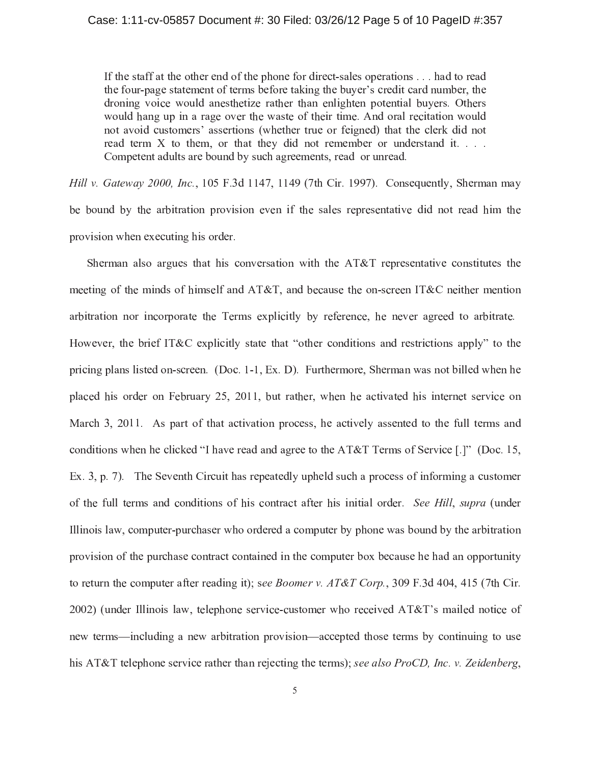> If the staff at the other end of the phone for direct-sales operations . . . had to read the four-page statement of terms before taking the buyer's credit card number, the droning voice would anesthetize rather than enlighten potential buyers. Others would hang up in a rage over the waste of their time. And oral recitation would not avoid customers' assertions (whether true or feigned) that the clerk did not read term X to them, or that they did not remember or understand it. . . . Competent adults are bound by such agreements, read or unread.

*Hill v. Gateway 2000, Inc.*, 105 F.3d 1147, 1149 (7th Cir. 1997). Consequently, Sherman may be bound by the arbitration provision even if the sales representative did not read him the provision when executing his order.

Sherman also argues that his conversation with the AT&T representative constitutes the meeting of the minds of himself and AT&T, and because the on-screen IT&C neither mention arbitration nor incorporate the Terms explicitly by reference, he never agreed to arbitrate. However, the brief IT&C explicitly state that "other conditions and restrictions apply" to the pricing plans listed on-screen. (Doc. 1-1, Ex. D). Furthermore, Sherman was not billed when he placed his order on February 25, 2011, but rather, when he activated his internet service on March 3, 2011. As part of that activation process, he actively assented to the full terms and conditions when he clicked "I have read and agree to the AT&T Terms of Service [.]" (Doc. 15, Ex. 3, p. 7). The Seventh Circuit has repeatedly upheld such a process of informing a customer of the full terms and conditions of his contract after his initial order. *See Hill*, *supra* (under Illinois law, computer-purchaser who ordered a computer by phone was bound by the arbitration provision of the purchase contract contained in the computer box because he had an opportunity to return the computer after reading it); s*ee Boomer v. AT&T Corp.*, 309 F.3d 404, 415 (7th Cir. 2002) (under Illinois law, telephone service-customer who received AT&T's mailed notice of new terms—including a new arbitration provision—accepted those terms by continuing to use his AT&T telephone service rather than rejecting the terms); *see also ProCD, Inc. v. Zeidenberg*,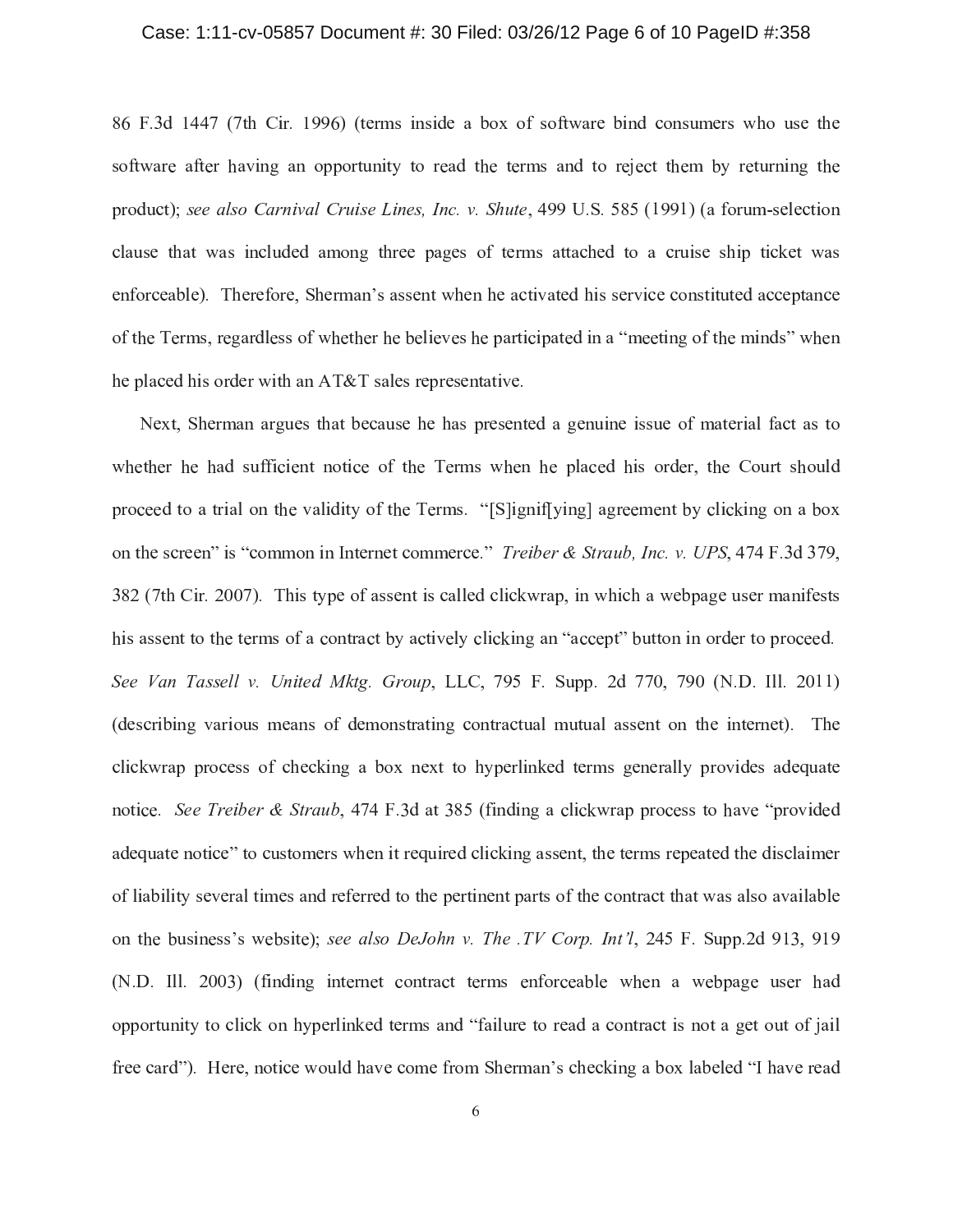86 F.3d 1447 (7th Cir. 1996) (terms inside a box of software bind consumers who use the software after having an opportunity to read the terms and to reject them by returning the product); *see also Carnival Cruise Lines, Inc. v. Shute*, 499 U.S. 585 (1991) (a forum-selection clause that was included among three pages of terms attached to a cruise ship ticket was enforceable). Therefore, Sherman's assent when he activated his service constituted acceptance of the Terms, regardless of whether he believes he participated in a "meeting of the minds" when he placed his order with an AT&T sales representative.

Next, Sherman argues that because he has presented a genuine issue of material fact as to whether he had sufficient notice of the Terms when he placed his order, the Court should proceed to a trial on the validity of the Terms. "[S]ignif[ying] agreement by clicking on a box on the screen" is "common in Internet commerce." *Treiber & Straub, Inc. v. UPS*, 474 F.3d 379, 382 (7th Cir. 2007). This type of assent is called clickwrap, in which a webpage user manifests his assent to the terms of a contract by actively clicking an "accept" button in order to proceed. *See Van Tassell v. United Mktg. Group*, LLC, 795 F. Supp. 2d 770, 790 (N.D. Ill. 2011) (describing various means of demonstrating contractual mutual assent on the internet). The clickwrap process of checking a box next to hyperlinked terms generally provides adequate notice. *See Treiber & Straub*, 474 F.3d at 385 (finding a clickwrap process to have "provided adequate notice" to customers when it required clicking assent, the terms repeated the disclaimer of liability several times and referred to the pertinent parts of the contract that was also available on the business's website); *see also DeJohn v. The .TV Corp. Int'l*, 245 F. Supp.2d 913, 919 (N.D. Ill. 2003) (finding internet contract terms enforceable when a webpage user had opportunity to click on hyperlinked terms and "failure to read a contract is not a get out of jail free card"). Here, notice would have come from Sherman's checking a box labeled "I have read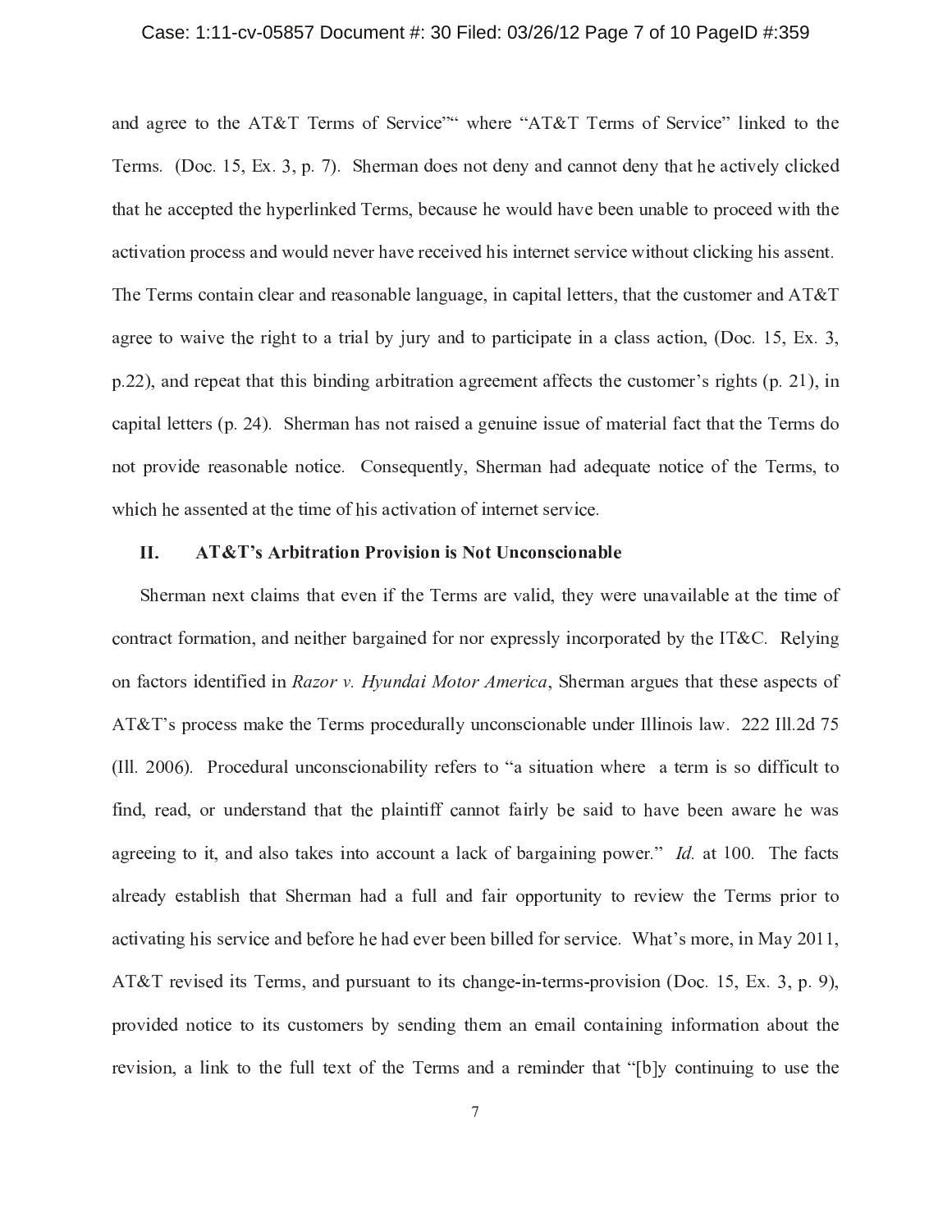and agree to the AT&T Terms of Service"" where "AT&T Terms of Service" linked to the Terms. (Doc. 15, Ex. 3, p. 7). Sherman does not deny and cannot deny that he actively clicked that he accepted the hyperlinked Terms, because he would have been unable to proceed with the activation process and would never have received his internet service without clicking his assent. The Terms contain clear and reasonable language, in capital letters, that the customer and AT&T agree to waive the right to a trial by jury and to participate in a class action, (Doc. 15, Ex. 3, p.22), and repeat that this binding arbitration agreement affects the customer's rights (p. 21), in capital letters (p. 24). Sherman has not raised a genuine issue of material fact that the Terms do not provide reasonable notice. Consequently, Sherman had adequate notice of the Terms, to which he assented at the time of his activation of internet service.

## II. AT&T's Arbitration Provision is Not Unconscionable

Sherman next claims that even if the Terms are valid, they were unavailable at the time of contract formation, and neither bargained for nor expressly incorporated by the IT&C. Relying on factors identified in *Razor v. Hyundai Motor America*, Sherman argues that these aspects of AT&T's process make the Terms procedurally unconscionable under Illinois law. 222 Ill.2d 75 (Ill. 2006). Procedural unconscionability refers to "a situation where a term is so difficult to find, read, or understand that the plaintiff cannot fairly be said to have been aware he was agreeing to it, and also takes into account a lack of bargaining power." *Id.* at 100. The facts already establish that Sherman had a full and fair opportunity to review the Terms prior to activating his service and before he had ever been billed for service. What's more, in May 2011, AT&T revised its Terms, and pursuant to its change-in-terms-provision (Doc. 15, Ex. 3, p. 9), provided notice to its customers by sending them an email containing information about the revision, a link to the full text of the Terms and a reminder that "[b]y continuing to use the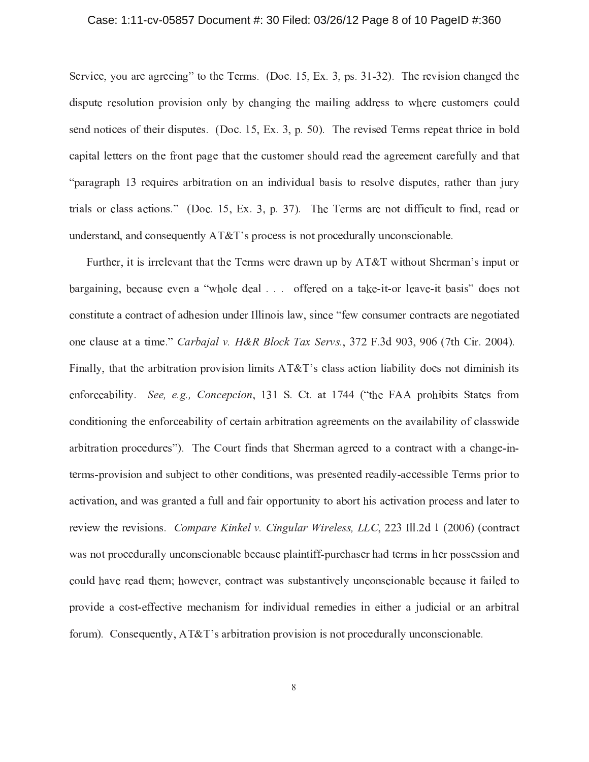Service, you are agreeing" to the Terms. (Doc. 15, Ex. 3, ps. 31-32). The revision changed the dispute resolution provision only by changing the mailing address to where customers could send notices of their disputes. (Doc. 15, Ex. 3, p. 50). The revised Terms repeat thrice in bold capital letters on the front page that the customer should read the agreement carefully and that "paragraph 13 requires arbitration on an individual basis to resolve disputes, rather than jury trials or class actions." (Doc. 15, Ex. 3, p. 37). The Terms are not difficult to find, read or understand, and consequently AT&T's process is not procedurally unconscionable.

Further, it is irrelevant that the Terms were drawn up by AT&T without Sherman's input or bargaining, because even a "whole deal . . . offered on a take-it-or leave-it basis" does not constitute a contract of adhesion under Illinois law, since "few consumer contracts are negotiated one clause at a time." *Carbajal v. H&R Block Tax Servs.*, 372 F.3d 903, 906 (7th Cir. 2004). Finally, that the arbitration provision limits AT&T's class action liability does not diminish its enforceability. *See, e.g., Concepcion*, 131 S. Ct. at 1744 ("the FAA prohibits States from conditioning the enforceability of certain arbitration agreements on the availability of classwide arbitration procedures"). The Court finds that Sherman agreed to a contract with a change-in-terms-provision and subject to other conditions, was presented readily-accessible Terms prior to activation, and was granted a full and fair opportunity to abort his activation process and later to review the revisions. *Compare Kinkel v. Cingular Wireless, LLC*, 223 Ill.2d 1 (2006) (contract was not procedurally unconscionable because plaintiff-purchaser had terms in her possession and could have read them; however, contract was substantively unconscionable because it failed to provide a cost-effective mechanism for individual remedies in either a judicial or an arbitral forum). Consequently, AT&T's arbitration provision is not procedurally unconscionable.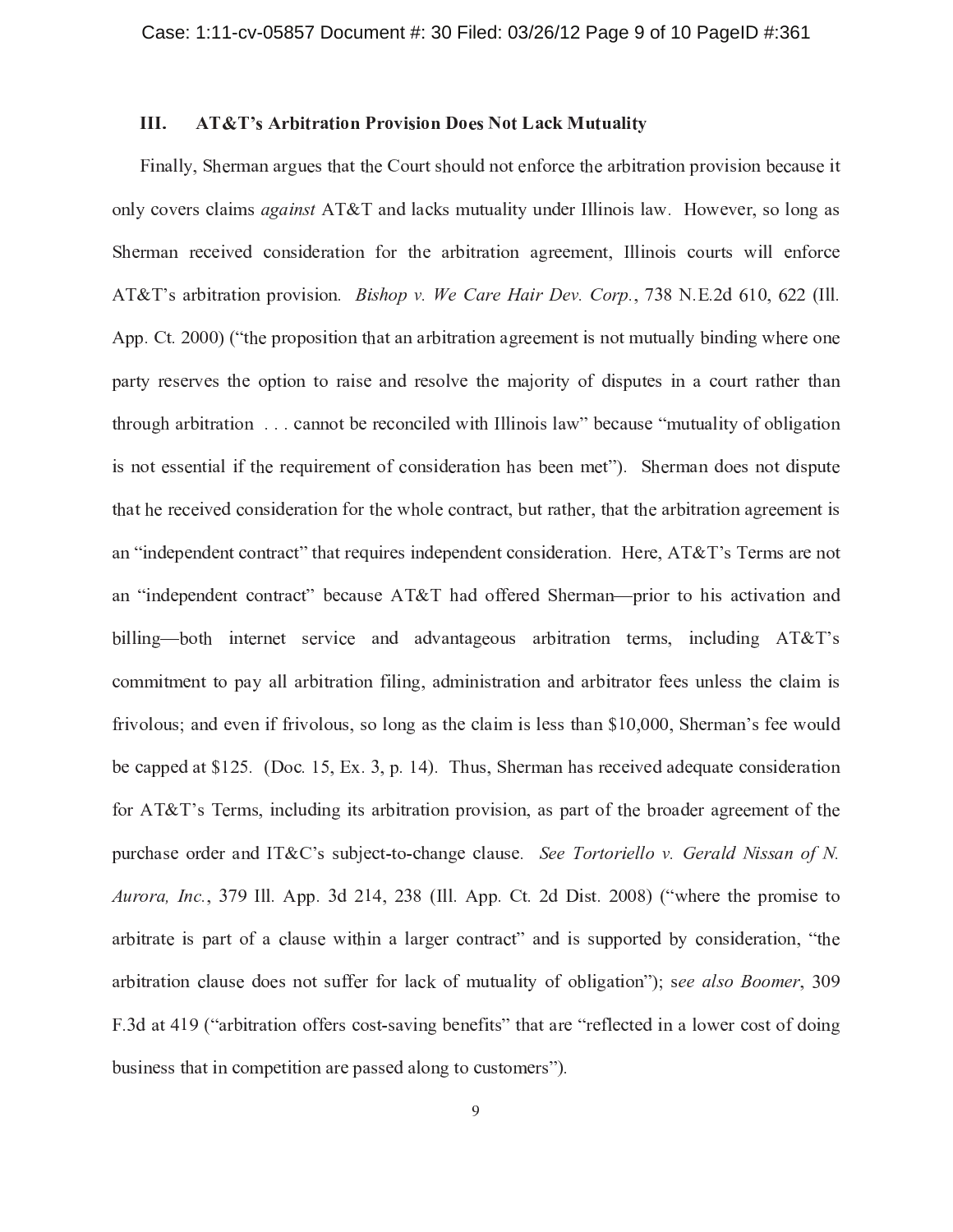### III. AT&T's Arbitration Provision Does Not Lack Mutuality

Finally, Sherman argues that the Court should not enforce the arbitration provision because it only covers claims *against* AT&T and lacks mutuality under Illinois law. However, so long as Sherman received consideration for the arbitration agreement, Illinois courts will enforce AT&T's arbitration provision. *Bishop v. We Care Hair Dev. Corp.*, 738 N.E.2d 610, 622 (Ill. App. Ct. 2000) ("the proposition that an arbitration agreement is not mutually binding where one party reserves the option to raise and resolve the majority of disputes in a court rather than through arbitration . . . cannot be reconciled with Illinois law" because "mutuality of obligation is not essential if the requirement of consideration has been met"). Sherman does not dispute that he received consideration for the whole contract, but rather, that the arbitration agreement is an "independent contract" that requires independent consideration. Here, AT&T's Terms are not an "independent contract" because AT&T had offered Sherman—prior to his activation and billing—both internet service and advantageous arbitration terms, including AT&T's commitment to pay all arbitration filing, administration and arbitrator fees unless the claim is frivolous; and even if frivolous, so long as the claim is less than $10,000, Sherman's fee would be capped at $125. (Doc. 15, Ex. 3, p. 14). Thus, Sherman has received adequate consideration for AT&T's Terms, including its arbitration provision, as part of the broader agreement of the purchase order and IT&C's subject-to-change clause. *See Tortoriello v. Gerald Nissan of N. Aurora, Inc.*, 379 Ill. App. 3d 214, 238 (Ill. App. Ct. 2d Dist. 2008) ("where the promise to arbitrate is part of a clause within a larger contract" and is supported by consideration, "the arbitration clause does not suffer for lack of mutuality of obligation"); s*ee also Boomer*, 309 F.3d at 419 ("arbitration offers cost-saving benefits" that are "reflected in a lower cost of doing business that in competition are passed along to customers").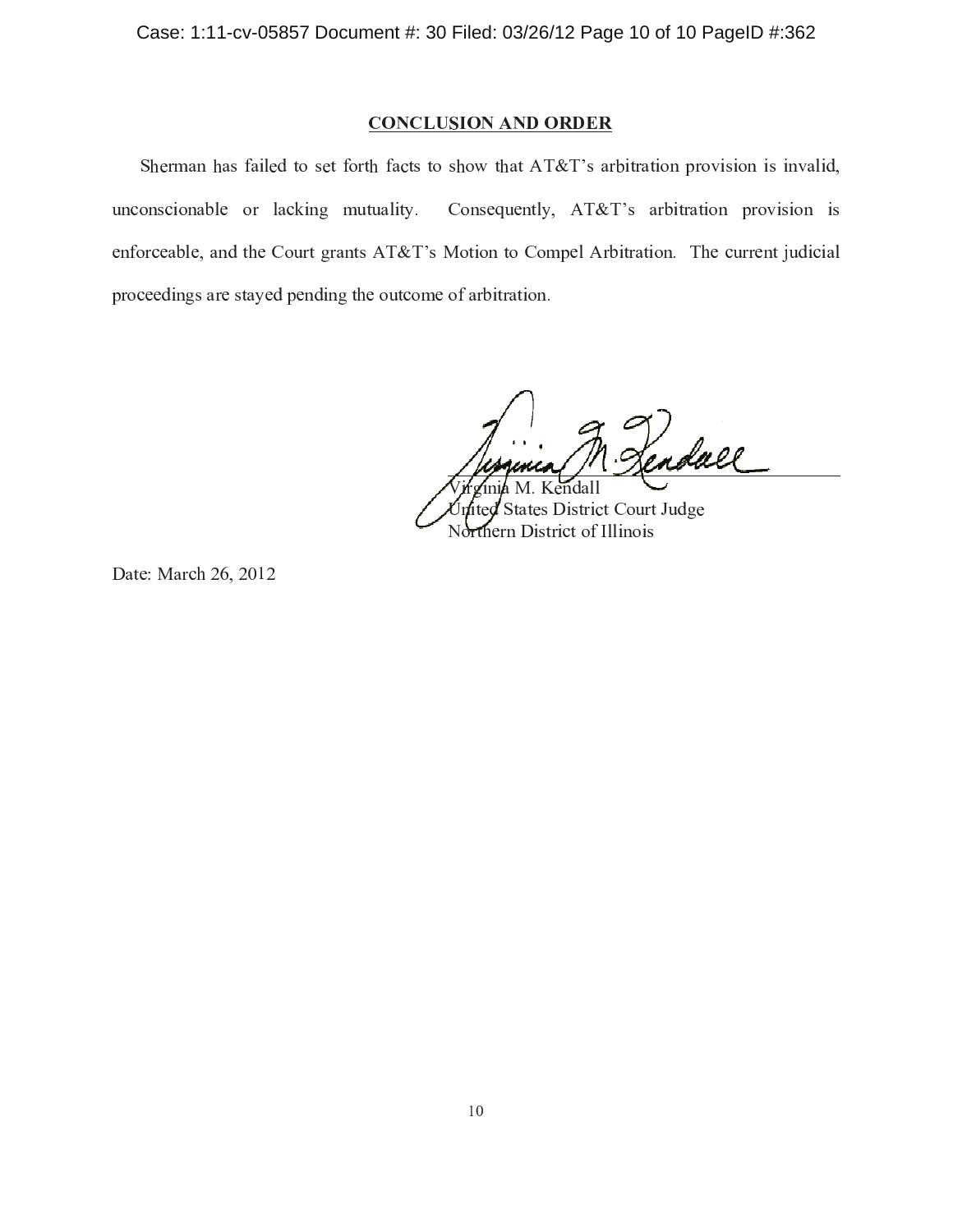## CONCLUSION AND ORDER

Sherman has failed to set forth facts to show that AT&T's arbitration provision is invalid, unconscionable or lacking mutuality. Consequently, AT&T's arbitration provision is enforceable, and the Court grants AT&T's Motion to Compel Arbitration. The current judicial proceedings are stayed pending the outcome of arbitration.

Virginia M. Kendall
United States District Court Judge
Northern District of Illinois

Date: March 26, 2012